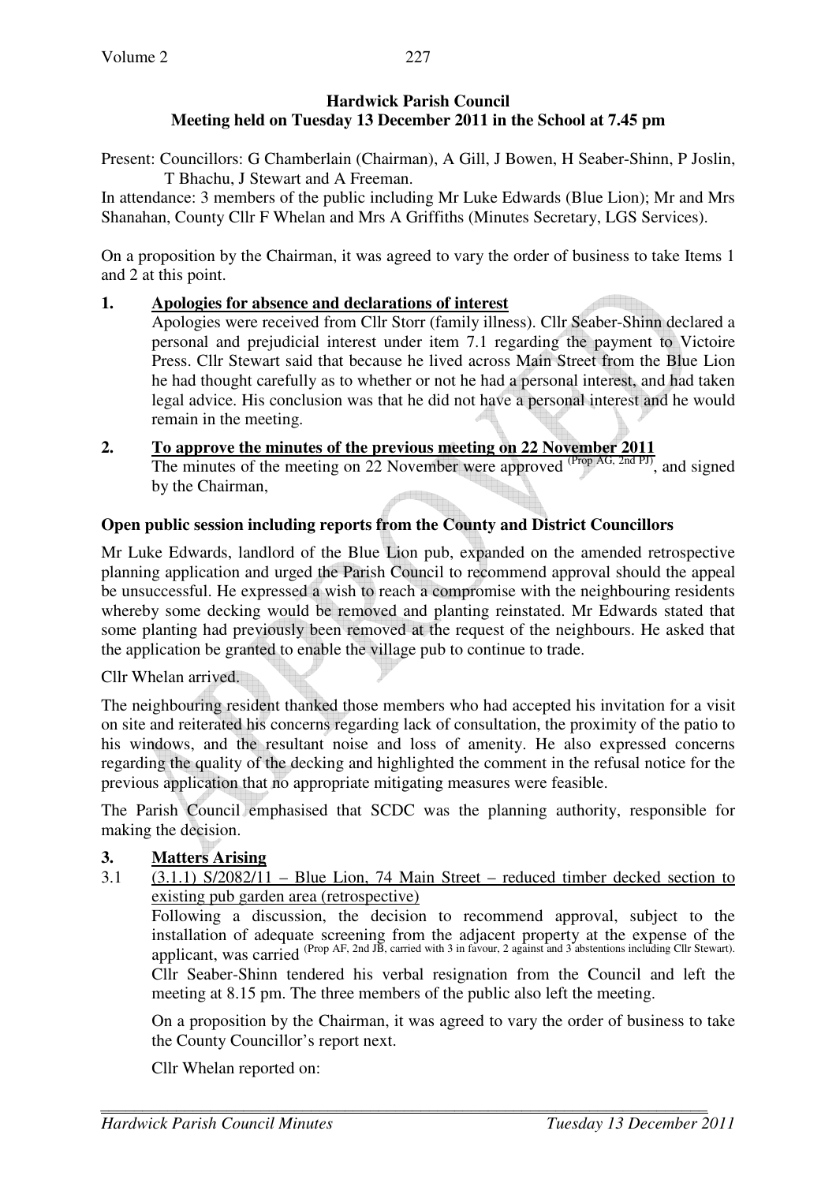**Hardwick Parish Council**
**Meeting held on Tuesday 13 December 2011 in the School at 7.45 pm**

Present: Councillors: G Chamberlain (Chairman), A Gill, J Bowen, H Seaber-Shinn, P Joslin, T Bhachu, J Stewart and A Freeman.
In attendance: 3 members of the public including Mr Luke Edwards (Blue Lion); Mr and Mrs Shanahan, County Cllr F Whelan and Mrs A Griffiths (Minutes Secretary, LGS Services).

On a proposition by the Chairman, it was agreed to vary the order of business to take Items 1 and 2 at this point.

1. **Apologies for absence and declarations of interest**
Apologies were received from Cllr Storr (family illness). Cllr Seaber-Shinn declared a personal and prejudicial interest under item 7.1 regarding the payment to Victoire Press. Cllr Stewart said that because he lived across Main Street from the Blue Lion he had thought carefully as to whether or not he had a personal interest, and had taken legal advice. His conclusion was that he did not have a personal interest and he would remain in the meeting.

2. **To approve the minutes of the previous meeting on 22 November 2011**
The minutes of the meeting on 22 November were approved (Prop AG, 2nd PJ), and signed by the Chairman,

**Open public session including reports from the County and District Councillors**

Mr Luke Edwards, landlord of the Blue Lion pub, expanded on the amended retrospective planning application and urged the Parish Council to recommend approval should the appeal be unsuccessful. He expressed a wish to reach a compromise with the neighbouring residents whereby some decking would be removed and planting reinstated. Mr Edwards stated that some planting had previously been removed at the request of the neighbours. He asked that the application be granted to enable the village pub to continue to trade.

Cllr Whelan arrived.

The neighbouring resident thanked those members who had accepted his invitation for a visit on site and reiterated his concerns regarding lack of consultation, the proximity of the patio to his windows, and the resultant noise and loss of amenity. He also expressed concerns regarding the quality of the decking and highlighted the comment in the refusal notice for the previous application that no appropriate mitigating measures were feasible.

The Parish Council emphasised that SCDC was the planning authority, responsible for making the decision.

3. **Matters Arising**

3.1 (3.1.1) S/2082/11 – Blue Lion, 74 Main Street – reduced timber decked section to existing pub garden area (retrospective)

Following a discussion, the decision to recommend approval, subject to the installation of adequate screening from the adjacent property at the expense of the applicant, was carried (Prop AF, 2nd JB, carried with 3 in favour, 2 against and 3 abstentions including Cllr Stewart).

Cllr Seaber-Shinn tendered his verbal resignation from the Council and left the meeting at 8.15 pm. The three members of the public also left the meeting.

On a proposition by the Chairman, it was agreed to vary the order of business to take the County Councillor's report next.

Cllr Whelan reported on: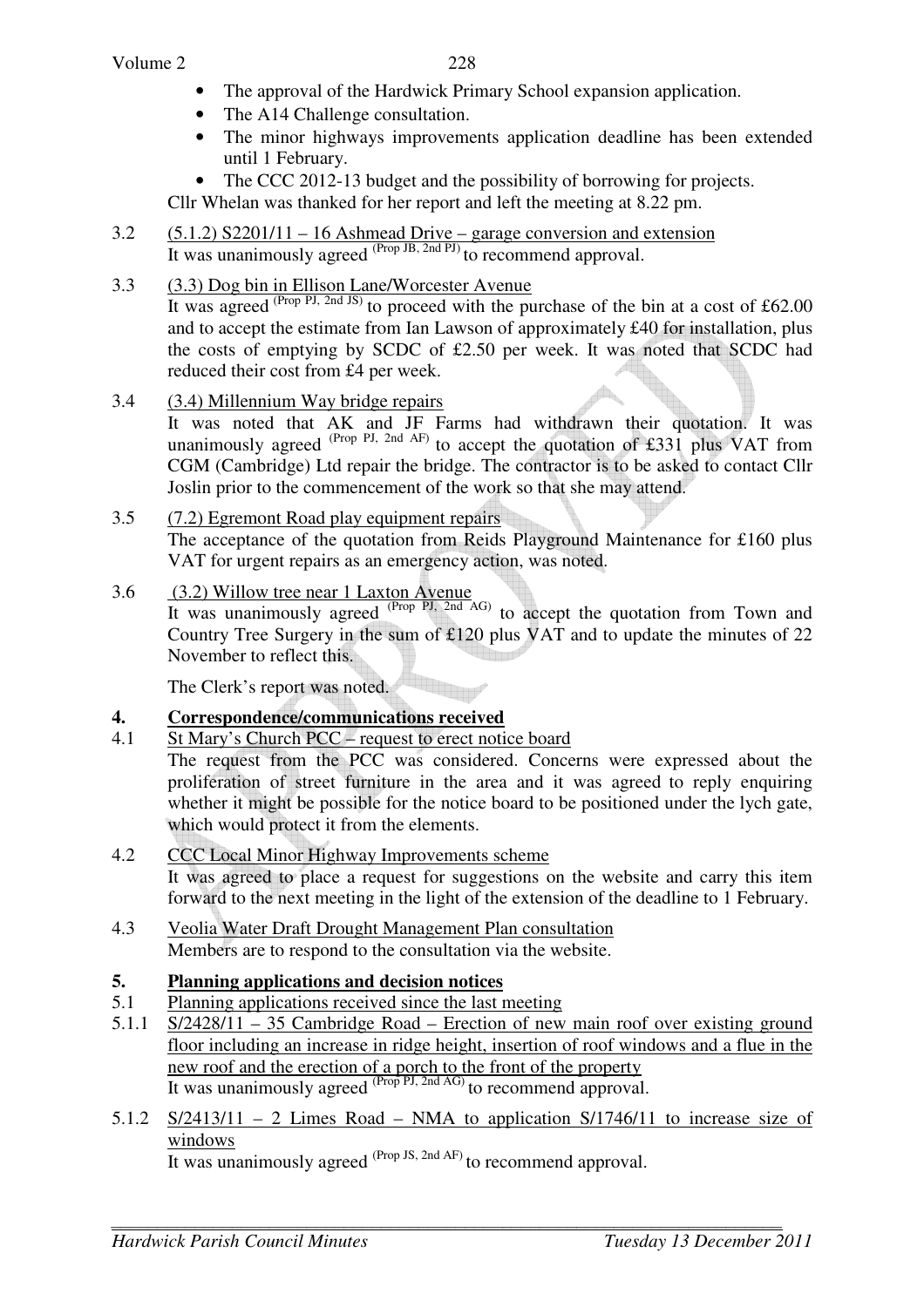- The approval of the Hardwick Primary School expansion application.
- The A14 Challenge consultation.
- The minor highways improvements application deadline has been extended until 1 February.
- The CCC 2012-13 budget and the possibility of borrowing for projects.

Cllr Whelan was thanked for her report and left the meeting at 8.22 pm.

3.2 (5.1.2) S2201/11 – 16 Ashmead Drive – garage conversion and extension
It was unanimously agreed (Prop JB, 2nd PJ) to recommend approval.

3.3 (3.3) Dog bin in Ellison Lane/Worcester Avenue
It was agreed (Prop PJ, 2nd JS) to proceed with the purchase of the bin at a cost of £62.00 and to accept the estimate from Ian Lawson of approximately £40 for installation, plus the costs of emptying by SCDC of £2.50 per week. It was noted that SCDC had reduced their cost from £4 per week.

3.4 (3.4) Millennium Way bridge repairs
It was noted that AK and JF Farms had withdrawn their quotation. It was unanimously agreed (Prop PJ, 2nd AF) to accept the quotation of £331 plus VAT from CGM (Cambridge) Ltd repair the bridge. The contractor is to be asked to contact Cllr Joslin prior to the commencement of the work so that she may attend.

3.5 (7.2) Egremont Road play equipment repairs
The acceptance of the quotation from Reids Playground Maintenance for £160 plus VAT for urgent repairs as an emergency action, was noted.

3.6 (3.2) Willow tree near 1 Laxton Avenue
It was unanimously agreed (Prop PJ, 2nd AG) to accept the quotation from Town and Country Tree Surgery in the sum of £120 plus VAT and to update the minutes of 22 November to reflect this.

The Clerk's report was noted.

## 4. Correspondence/communications received

4.1 St Mary's Church PCC – request to erect notice board
The request from the PCC was considered. Concerns were expressed about the proliferation of street furniture in the area and it was agreed to reply enquiring whether it might be possible for the notice board to be positioned under the lych gate, which would protect it from the elements.

4.2 CCC Local Minor Highway Improvements scheme
It was agreed to place a request for suggestions on the website and carry this item forward to the next meeting in the light of the extension of the deadline to 1 February.

4.3 Veolia Water Draft Drought Management Plan consultation
Members are to respond to the consultation via the website.

## 5. Planning applications and decision notices

5.1 Planning applications received since the last meeting

5.1.1 S/2428/11 – 35 Cambridge Road – Erection of new main roof over existing ground floor including an increase in ridge height, insertion of roof windows and a flue in the new roof and the erection of a porch to the front of the property
It was unanimously agreed (Prop PJ, 2nd AG) to recommend approval.

5.1.2 S/2413/11 – 2 Limes Road – NMA to application S/1746/11 to increase size of windows
It was unanimously agreed (Prop JS, 2nd AF) to recommend approval.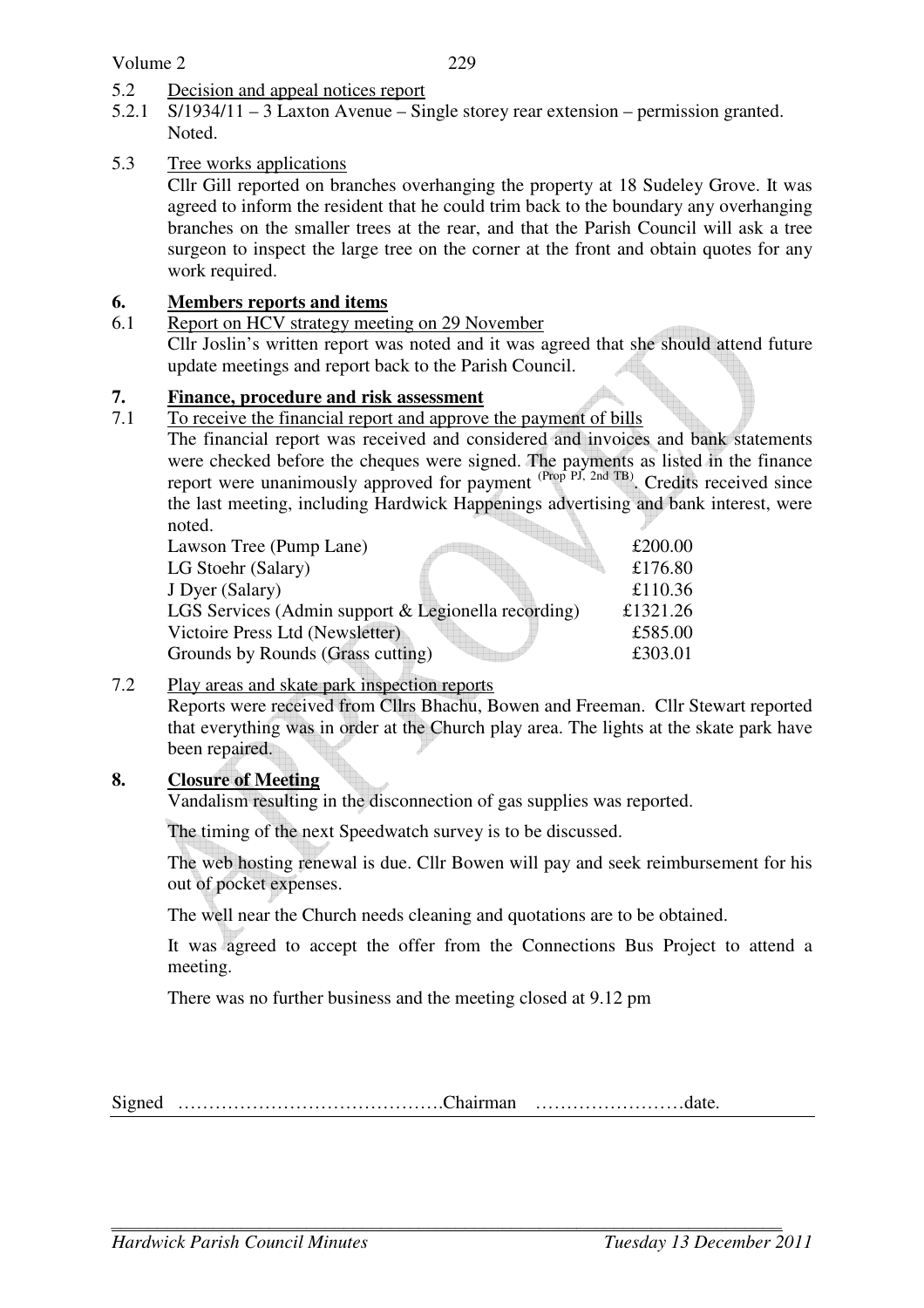5.2 Decision and appeal notices report

5.2.1 S/1934/11 – 3 Laxton Avenue – Single storey rear extension – permission granted. Noted.

5.3 Tree works applications

Cllr Gill reported on branches overhanging the property at 18 Sudeley Grove. It was agreed to inform the resident that he could trim back to the boundary any overhanging branches on the smaller trees at the rear, and that the Parish Council will ask a tree surgeon to inspect the large tree on the corner at the front and obtain quotes for any work required.

## 6. Members reports and items

6.1 Report on HCV strategy meeting on 29 November

Cllr Joslin's written report was noted and it was agreed that she should attend future update meetings and report back to the Parish Council.

## 7. Finance, procedure and risk assessment

7.1 To receive the financial report and approve the payment of bills

The financial report was received and considered and invoices and bank statements were checked before the cheques were signed. The payments as listed in the finance report were unanimously approved for payment (Prop PJ, 2nd TB). Credits received since the last meeting, including Hardwick Happenings advertising and bank interest, were noted.

| | |
|---|---|
| Lawson Tree (Pump Lane) | £200.00 |
| LG Stoehr (Salary) | £176.80 |
| J Dyer (Salary) | £110.36 |
| LGS Services (Admin support & Legionella recording) | £1321.26 |
| Victoire Press Ltd (Newsletter) | £585.00 |
| Grounds by Rounds (Grass cutting) | £303.01 |

7.2 Play areas and skate park inspection reports

Reports were received from Cllrs Bhachu, Bowen and Freeman. Cllr Stewart reported that everything was in order at the Church play area. The lights at the skate park have been repaired.

## 8. Closure of Meeting

Vandalism resulting in the disconnection of gas supplies was reported.

The timing of the next Speedwatch survey is to be discussed.

The web hosting renewal is due. Cllr Bowen will pay and seek reimbursement for his out of pocket expenses.

The well near the Church needs cleaning and quotations are to be obtained.

It was agreed to accept the offer from the Connections Bus Project to attend a meeting.

There was no further business and the meeting closed at 9.12 pm

Signed …………………………………….Chairman ……………………date.